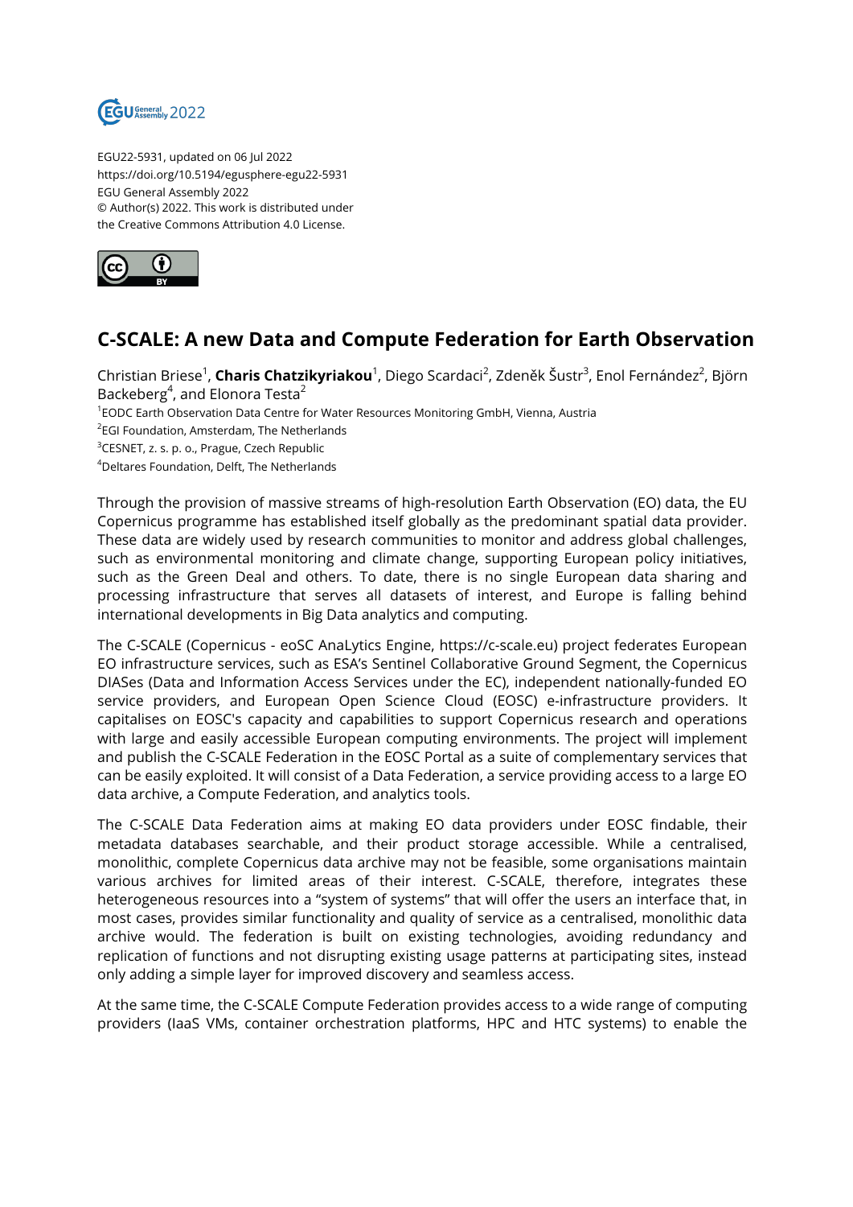EGU22-5931, updated on 06 Jul 2022
https://doi.org/10.5194/egusphere-egu22-5931
EGU General Assembly 2022
© Author(s) 2022. This work is distributed under
the Creative Commons Attribution 4.0 License.

# C-SCALE: A new Data and Compute Federation for Earth Observation

Christian Briese[1], **Charis Chatzikyriakou**[1], Diego Scardaci[2], Zdeněk Šustr[3], Enol Fernández[2], Björn Backeberg[4], and Elonora Testa[2]

[1]EODC Earth Observation Data Centre for Water Resources Monitoring GmbH, Vienna, Austria
[2]EGI Foundation, Amsterdam, The Netherlands
[3]CESNET, z. s. p. o., Prague, Czech Republic
[4]Deltares Foundation, Delft, The Netherlands

Through the provision of massive streams of high-resolution Earth Observation (EO) data, the EU Copernicus programme has established itself globally as the predominant spatial data provider. These data are widely used by research communities to monitor and address global challenges, such as environmental monitoring and climate change, supporting European policy initiatives, such as the Green Deal and others. To date, there is no single European data sharing and processing infrastructure that serves all datasets of interest, and Europe is falling behind international developments in Big Data analytics and computing.

The C-SCALE (Copernicus - eoSC AnaLytics Engine, https://c-scale.eu) project federates European EO infrastructure services, such as ESA's Sentinel Collaborative Ground Segment, the Copernicus DIASes (Data and Information Access Services under the EC), independent nationally-funded EO service providers, and European Open Science Cloud (EOSC) e-infrastructure providers. It capitalises on EOSC's capacity and capabilities to support Copernicus research and operations with large and easily accessible European computing environments. The project will implement and publish the C-SCALE Federation in the EOSC Portal as a suite of complementary services that can be easily exploited. It will consist of a Data Federation, a service providing access to a large EO data archive, a Compute Federation, and analytics tools.

The C-SCALE Data Federation aims at making EO data providers under EOSC findable, their metadata databases searchable, and their product storage accessible. While a centralised, monolithic, complete Copernicus data archive may not be feasible, some organisations maintain various archives for limited areas of their interest. C-SCALE, therefore, integrates these heterogeneous resources into a "system of systems" that will offer the users an interface that, in most cases, provides similar functionality and quality of service as a centralised, monolithic data archive would. The federation is built on existing technologies, avoiding redundancy and replication of functions and not disrupting existing usage patterns at participating sites, instead only adding a simple layer for improved discovery and seamless access.

At the same time, the C-SCALE Compute Federation provides access to a wide range of computing providers (IaaS VMs, container orchestration platforms, HPC and HTC systems) to enable the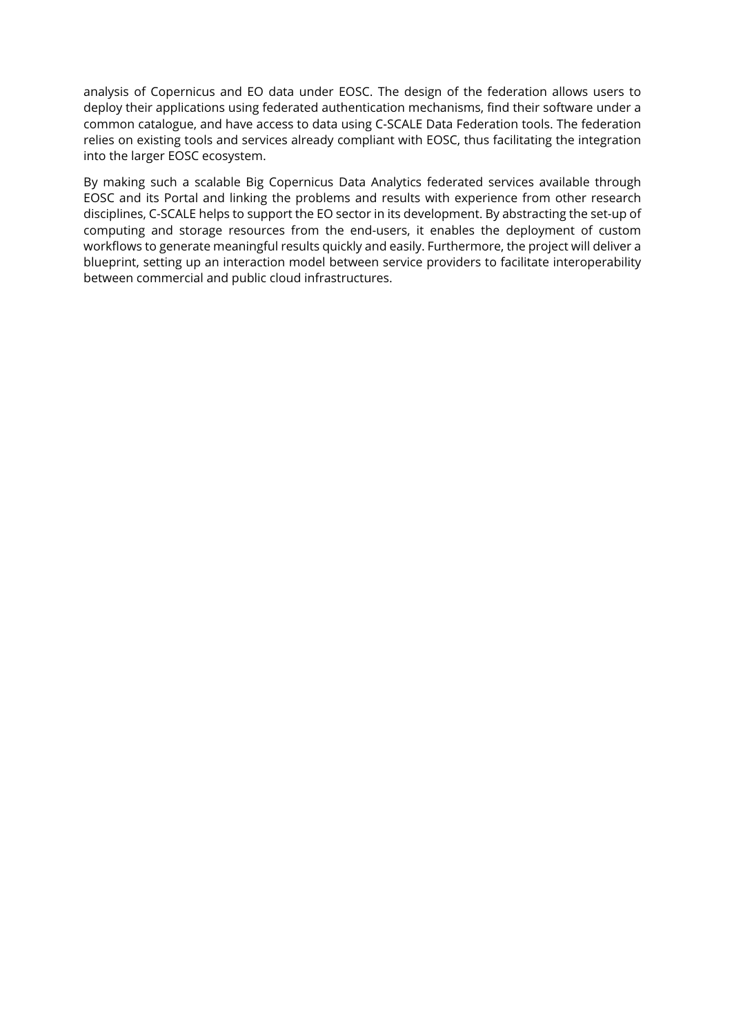analysis of Copernicus and EO data under EOSC. The design of the federation allows users to deploy their applications using federated authentication mechanisms, find their software under a common catalogue, and have access to data using C-SCALE Data Federation tools. The federation relies on existing tools and services already compliant with EOSC, thus facilitating the integration into the larger EOSC ecosystem.

By making such a scalable Big Copernicus Data Analytics federated services available through EOSC and its Portal and linking the problems and results with experience from other research disciplines, C-SCALE helps to support the EO sector in its development. By abstracting the set-up of computing and storage resources from the end-users, it enables the deployment of custom workflows to generate meaningful results quickly and easily. Furthermore, the project will deliver a blueprint, setting up an interaction model between service providers to facilitate interoperability between commercial and public cloud infrastructures.